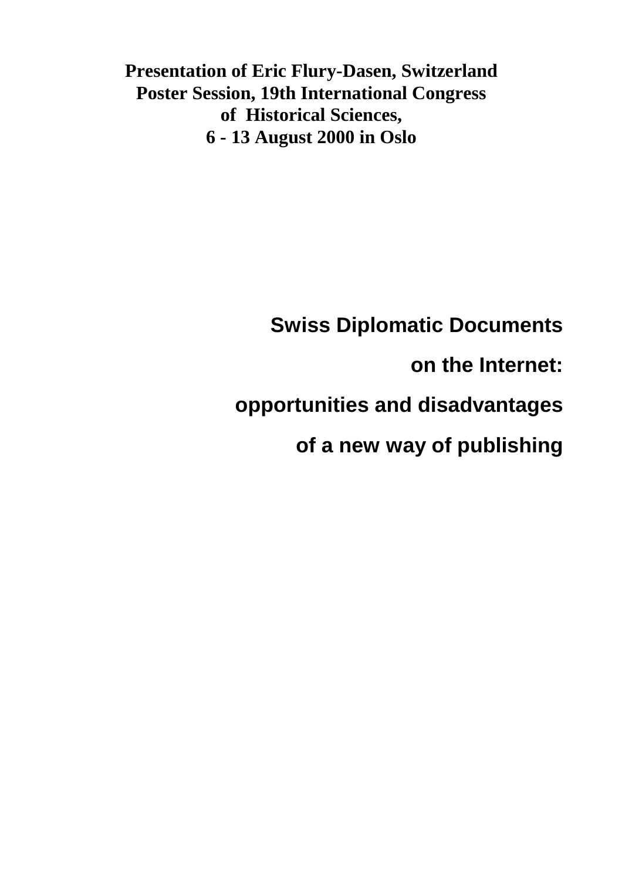**Presentation of Eric Flury-Dasen, Switzerland**
**Poster Session, 19th International Congress**
**of Historical Sciences,**
**6 - 13 August 2000 in Oslo**

# Swiss Diplomatic Documents on the Internet: opportunities and disadvantages of a new way of publishing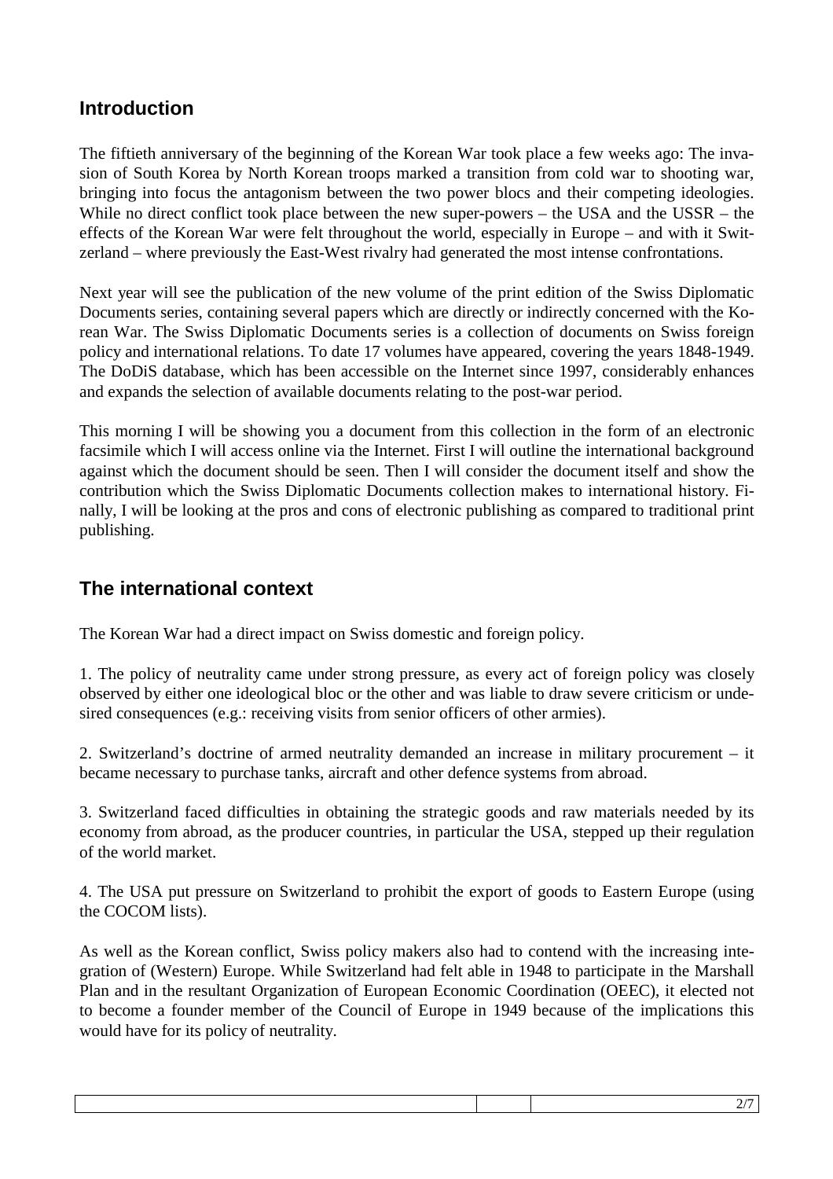## Introduction

The fiftieth anniversary of the beginning of the Korean War took place a few weeks ago: The invasion of South Korea by North Korean troops marked a transition from cold war to shooting war, bringing into focus the antagonism between the two power blocs and their competing ideologies. While no direct conflict took place between the new super-powers – the USA and the USSR – the effects of the Korean War were felt throughout the world, especially in Europe – and with it Switzerland – where previously the East-West rivalry had generated the most intense confrontations.

Next year will see the publication of the new volume of the print edition of the Swiss Diplomatic Documents series, containing several papers which are directly or indirectly concerned with the Korean War. The Swiss Diplomatic Documents series is a collection of documents on Swiss foreign policy and international relations. To date 17 volumes have appeared, covering the years 1848-1949. The DoDiS database, which has been accessible on the Internet since 1997, considerably enhances and expands the selection of available documents relating to the post-war period.

This morning I will be showing you a document from this collection in the form of an electronic facsimile which I will access online via the Internet. First I will outline the international background against which the document should be seen. Then I will consider the document itself and show the contribution which the Swiss Diplomatic Documents collection makes to international history. Finally, I will be looking at the pros and cons of electronic publishing as compared to traditional print publishing.

## The international context

The Korean War had a direct impact on Swiss domestic and foreign policy.

1. The policy of neutrality came under strong pressure, as every act of foreign policy was closely observed by either one ideological bloc or the other and was liable to draw severe criticism or undesired consequences (e.g.: receiving visits from senior officers of other armies).

2. Switzerland's doctrine of armed neutrality demanded an increase in military procurement – it became necessary to purchase tanks, aircraft and other defence systems from abroad.

3. Switzerland faced difficulties in obtaining the strategic goods and raw materials needed by its economy from abroad, as the producer countries, in particular the USA, stepped up their regulation of the world market.

4. The USA put pressure on Switzerland to prohibit the export of goods to Eastern Europe (using the COCOM lists).

As well as the Korean conflict, Swiss policy makers also had to contend with the increasing integration of (Western) Europe. While Switzerland had felt able in 1948 to participate in the Marshall Plan and in the resultant Organization of European Economic Coordination (OEEC), it elected not to become a founder member of the Council of Europe in 1949 because of the implications this would have for its policy of neutrality.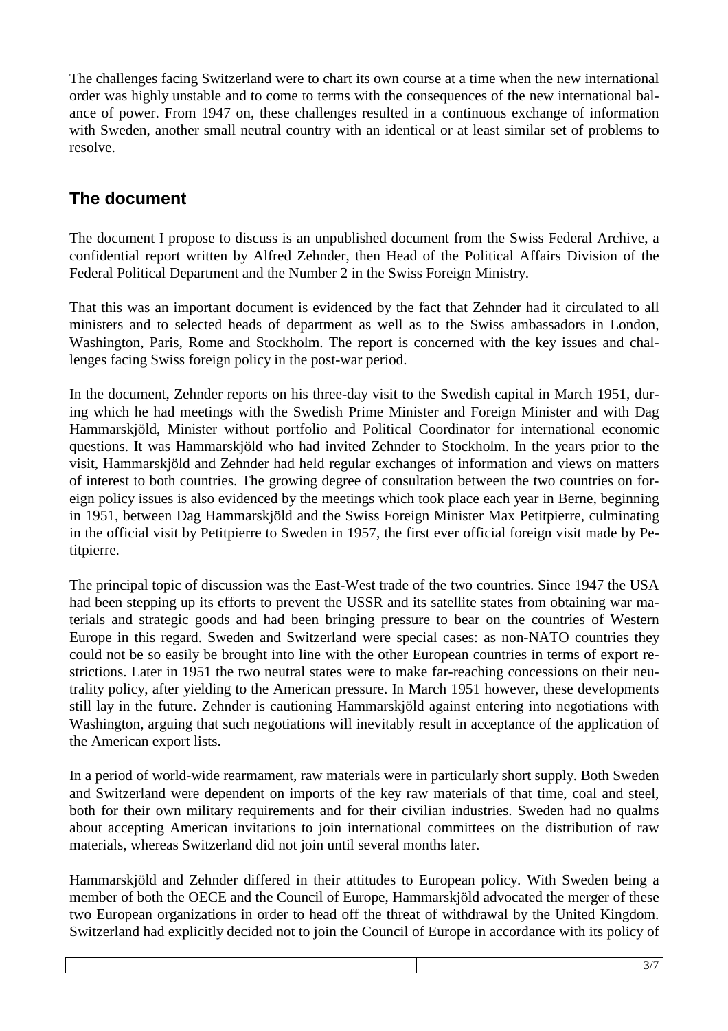The challenges facing Switzerland were to chart its own course at a time when the new international order was highly unstable and to come to terms with the consequences of the new international balance of power. From 1947 on, these challenges resulted in a continuous exchange of information with Sweden, another small neutral country with an identical or at least similar set of problems to resolve.

## The document

The document I propose to discuss is an unpublished document from the Swiss Federal Archive, a confidential report written by Alfred Zehnder, then Head of the Political Affairs Division of the Federal Political Department and the Number 2 in the Swiss Foreign Ministry.

That this was an important document is evidenced by the fact that Zehnder had it circulated to all ministers and to selected heads of department as well as to the Swiss ambassadors in London, Washington, Paris, Rome and Stockholm. The report is concerned with the key issues and challenges facing Swiss foreign policy in the post-war period.

In the document, Zehnder reports on his three-day visit to the Swedish capital in March 1951, during which he had meetings with the Swedish Prime Minister and Foreign Minister and with Dag Hammarskjöld, Minister without portfolio and Political Coordinator for international economic questions. It was Hammarskjöld who had invited Zehnder to Stockholm. In the years prior to the visit, Hammarskjöld and Zehnder had held regular exchanges of information and views on matters of interest to both countries. The growing degree of consultation between the two countries on foreign policy issues is also evidenced by the meetings which took place each year in Berne, beginning in 1951, between Dag Hammarskjöld and the Swiss Foreign Minister Max Petitpierre, culminating in the official visit by Petitpierre to Sweden in 1957, the first ever official foreign visit made by Petitpierre.

The principal topic of discussion was the East-West trade of the two countries. Since 1947 the USA had been stepping up its efforts to prevent the USSR and its satellite states from obtaining war materials and strategic goods and had been bringing pressure to bear on the countries of Western Europe in this regard. Sweden and Switzerland were special cases: as non-NATO countries they could not be so easily be brought into line with the other European countries in terms of export restrictions. Later in 1951 the two neutral states were to make far-reaching concessions on their neutrality policy, after yielding to the American pressure. In March 1951 however, these developments still lay in the future. Zehnder is cautioning Hammarskjöld against entering into negotiations with Washington, arguing that such negotiations will inevitably result in acceptance of the application of the American export lists.

In a period of world-wide rearmament, raw materials were in particularly short supply. Both Sweden and Switzerland were dependent on imports of the key raw materials of that time, coal and steel, both for their own military requirements and for their civilian industries. Sweden had no qualms about accepting American invitations to join international committees on the distribution of raw materials, whereas Switzerland did not join until several months later.

Hammarskjöld and Zehnder differed in their attitudes to European policy. With Sweden being a member of both the OECE and the Council of Europe, Hammarskjöld advocated the merger of these two European organizations in order to head off the threat of withdrawal by the United Kingdom. Switzerland had explicitly decided not to join the Council of Europe in accordance with its policy of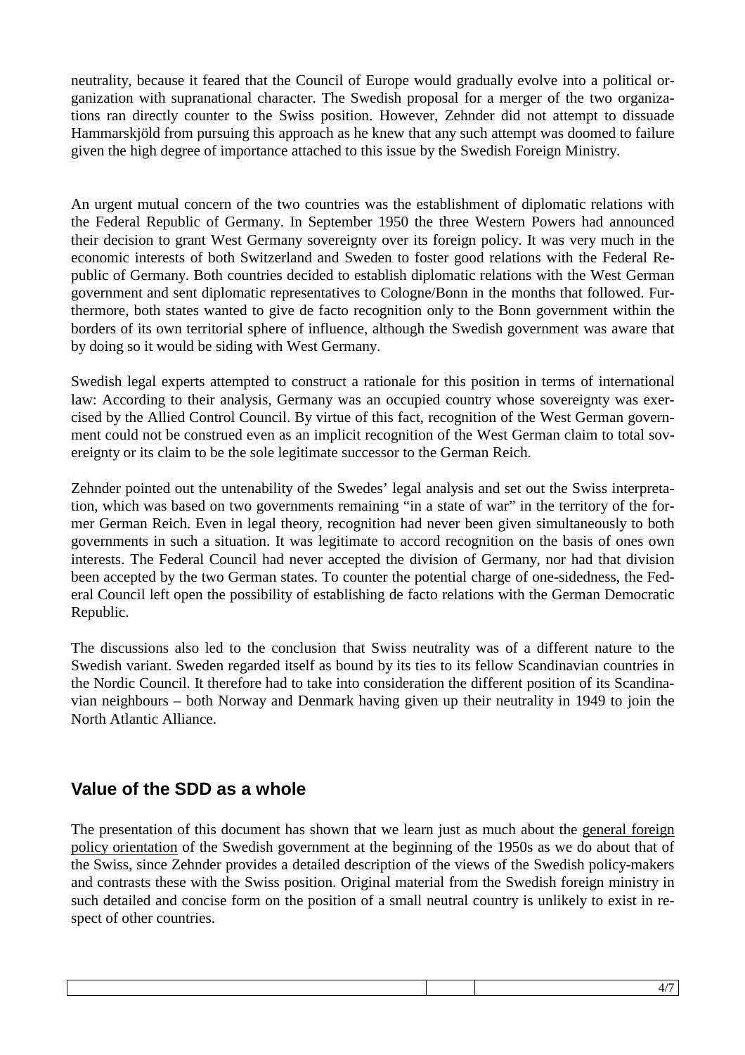neutrality, because it feared that the Council of Europe would gradually evolve into a political organization with supranational character. The Swedish proposal for a merger of the two organizations ran directly counter to the Swiss position. However, Zehnder did not attempt to dissuade Hammarskjöld from pursuing this approach as he knew that any such attempt was doomed to failure given the high degree of importance attached to this issue by the Swedish Foreign Ministry.

An urgent mutual concern of the two countries was the establishment of diplomatic relations with the Federal Republic of Germany. In September 1950 the three Western Powers had announced their decision to grant West Germany sovereignty over its foreign policy. It was very much in the economic interests of both Switzerland and Sweden to foster good relations with the Federal Republic of Germany. Both countries decided to establish diplomatic relations with the West German government and sent diplomatic representatives to Cologne/Bonn in the months that followed. Furthermore, both states wanted to give de facto recognition only to the Bonn government within the borders of its own territorial sphere of influence, although the Swedish government was aware that by doing so it would be siding with West Germany.

Swedish legal experts attempted to construct a rationale for this position in terms of international law: According to their analysis, Germany was an occupied country whose sovereignty was exercised by the Allied Control Council. By virtue of this fact, recognition of the West German government could not be construed even as an implicit recognition of the West German claim to total sovereignty or its claim to be the sole legitimate successor to the German Reich.

Zehnder pointed out the untenability of the Swedes' legal analysis and set out the Swiss interpretation, which was based on two governments remaining "in a state of war" in the territory of the former German Reich. Even in legal theory, recognition had never been given simultaneously to both governments in such a situation. It was legitimate to accord recognition on the basis of ones own interests. The Federal Council had never accepted the division of Germany, nor had that division been accepted by the two German states. To counter the potential charge of one-sidedness, the Federal Council left open the possibility of establishing de facto relations with the German Democratic Republic.

The discussions also led to the conclusion that Swiss neutrality was of a different nature to the Swedish variant. Sweden regarded itself as bound by its ties to its fellow Scandinavian countries in the Nordic Council. It therefore had to take into consideration the different position of its Scandinavian neighbours – both Norway and Denmark having given up their neutrality in 1949 to join the North Atlantic Alliance.

## Value of the SDD as a whole

The presentation of this document has shown that we learn just as much about the general foreign policy orientation of the Swedish government at the beginning of the 1950s as we do about that of the Swiss, since Zehnder provides a detailed description of the views of the Swedish policy-makers and contrasts these with the Swiss position. Original material from the Swedish foreign ministry in such detailed and concise form on the position of a small neutral country is unlikely to exist in respect of other countries.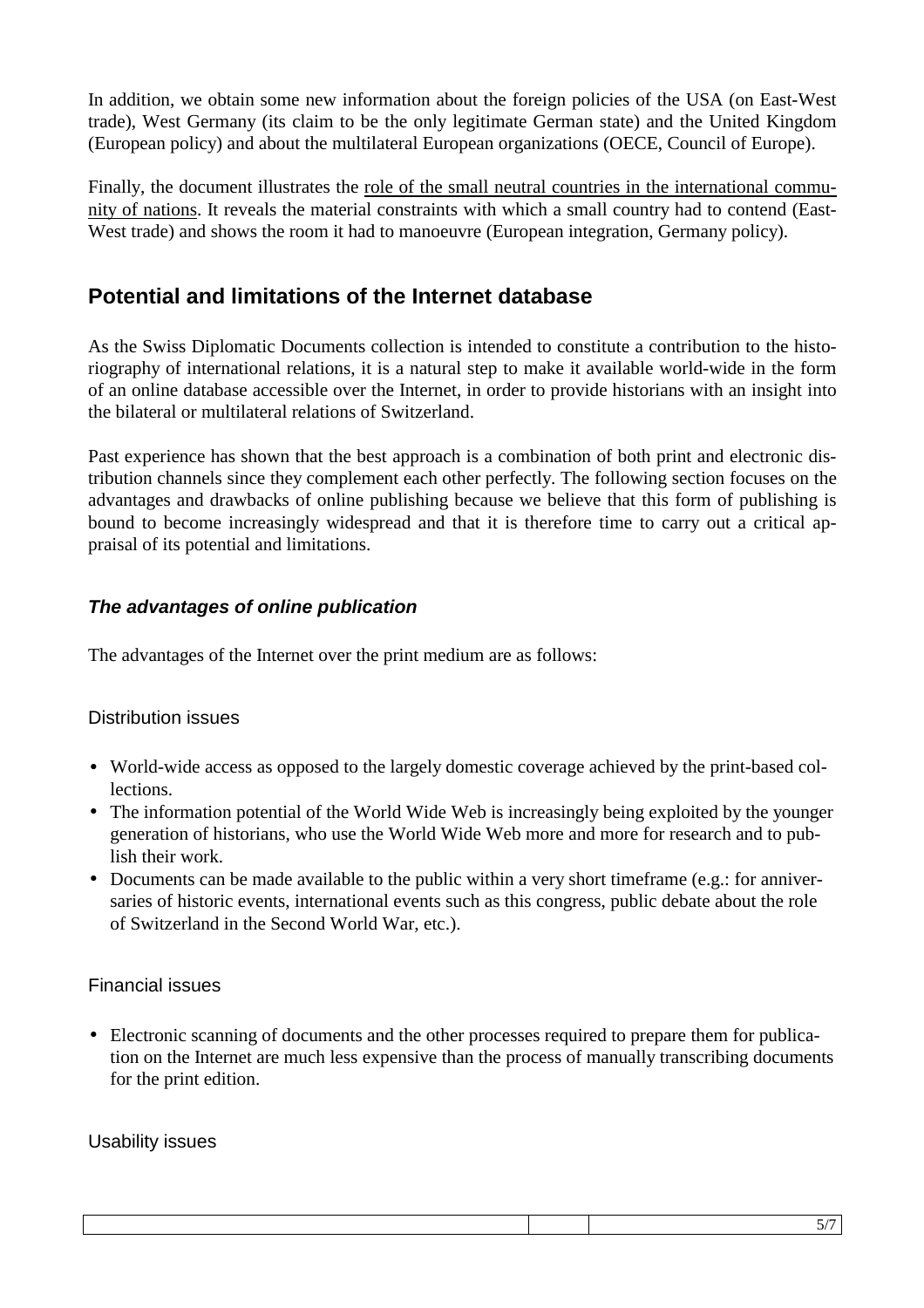In addition, we obtain some new information about the foreign policies of the USA (on East-West trade), West Germany (its claim to be the only legitimate German state) and the United Kingdom (European policy) and about the multilateral European organizations (OECE, Council of Europe).

Finally, the document illustrates the role of the small neutral countries in the international community of nations. It reveals the material constraints with which a small country had to contend (East-West trade) and shows the room it had to manoeuvre (European integration, Germany policy).

## Potential and limitations of the Internet database

As the Swiss Diplomatic Documents collection is intended to constitute a contribution to the historiography of international relations, it is a natural step to make it available world-wide in the form of an online database accessible over the Internet, in order to provide historians with an insight into the bilateral or multilateral relations of Switzerland.

Past experience has shown that the best approach is a combination of both print and electronic distribution channels since they complement each other perfectly. The following section focuses on the advantages and drawbacks of online publishing because we believe that this form of publishing is bound to become increasingly widespread and that it is therefore time to carry out a critical appraisal of its potential and limitations.

### *The advantages of online publication*

The advantages of the Internet over the print medium are as follows:

#### Distribution issues

- World-wide access as opposed to the largely domestic coverage achieved by the print-based collections.
- The information potential of the World Wide Web is increasingly being exploited by the younger generation of historians, who use the World Wide Web more and more for research and to publish their work.
- Documents can be made available to the public within a very short timeframe (e.g.: for anniversaries of historic events, international events such as this congress, public debate about the role of Switzerland in the Second World War, etc.).

#### Financial issues

- Electronic scanning of documents and the other processes required to prepare them for publication on the Internet are much less expensive than the process of manually transcribing documents for the print edition.

#### Usability issues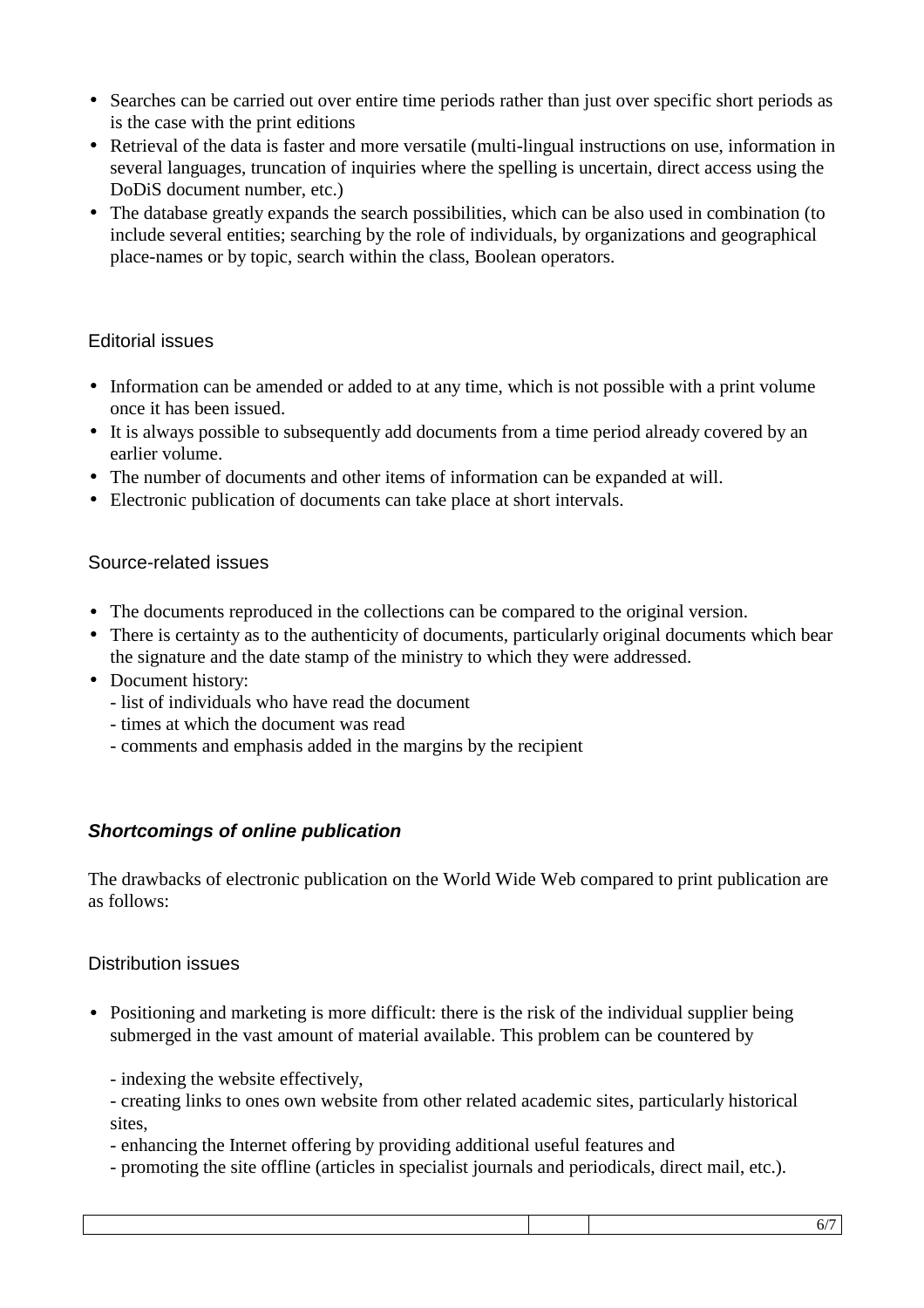- Searches can be carried out over entire time periods rather than just over specific short periods as is the case with the print editions
- Retrieval of the data is faster and more versatile (multi-lingual instructions on use, information in several languages, truncation of inquiries where the spelling is uncertain, direct access using the DoDiS document number, etc.)
- The database greatly expands the search possibilities, which can be also used in combination (to include several entities; searching by the role of individuals, by organizations and geographical place-names or by topic, search within the class, Boolean operators.

### Editorial issues

- Information can be amended or added to at any time, which is not possible with a print volume once it has been issued.
- It is always possible to subsequently add documents from a time period already covered by an earlier volume.
- The number of documents and other items of information can be expanded at will.
- Electronic publication of documents can take place at short intervals.

### Source-related issues

- The documents reproduced in the collections can be compared to the original version.
- There is certainty as to the authenticity of documents, particularly original documents which bear the signature and the date stamp of the ministry to which they were addressed.
- Document history:
  - list of individuals who have read the document
  - times at which the document was read
  - comments and emphasis added in the margins by the recipient

## ***Shortcomings of online publication***

The drawbacks of electronic publication on the World Wide Web compared to print publication are as follows:

### Distribution issues

- Positioning and marketing is more difficult: there is the risk of the individual supplier being submerged in the vast amount of material available. This problem can be countered by

  - indexing the website effectively,
  - creating links to ones own website from other related academic sites, particularly historical sites,
  - enhancing the Internet offering by providing additional useful features and
  - promoting the site offline (articles in specialist journals and periodicals, direct mail, etc.).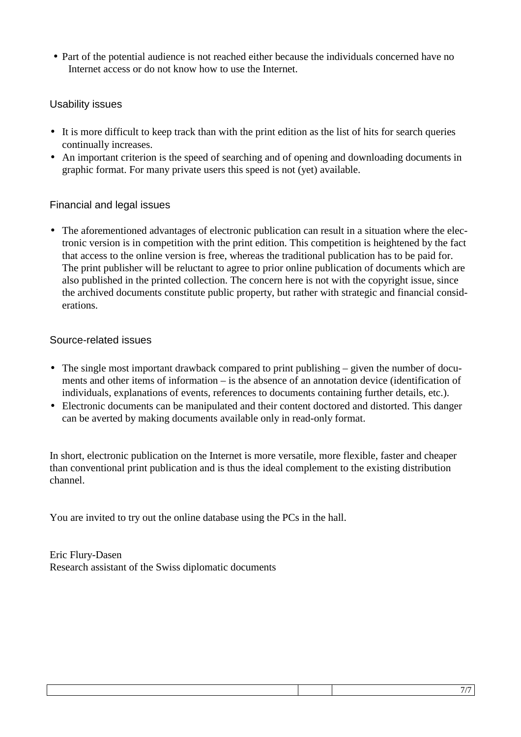- Part of the potential audience is not reached either because the individuals concerned have no Internet access or do not know how to use the Internet.

### Usability issues

- It is more difficult to keep track than with the print edition as the list of hits for search queries continually increases.
- An important criterion is the speed of searching and of opening and downloading documents in graphic format. For many private users this speed is not (yet) available.

### Financial and legal issues

- The aforementioned advantages of electronic publication can result in a situation where the electronic version is in competition with the print edition. This competition is heightened by the fact that access to the online version is free, whereas the traditional publication has to be paid for. The print publisher will be reluctant to agree to prior online publication of documents which are also published in the printed collection. The concern here is not with the copyright issue, since the archived documents constitute public property, but rather with strategic and financial considerations.

### Source-related issues

- The single most important drawback compared to print publishing – given the number of documents and other items of information – is the absence of an annotation device (identification of individuals, explanations of events, references to documents containing further details, etc.).
- Electronic documents can be manipulated and their content doctored and distorted. This danger can be averted by making documents available only in read-only format.

In short, electronic publication on the Internet is more versatile, more flexible, faster and cheaper than conventional print publication and is thus the ideal complement to the existing distribution channel.

You are invited to try out the online database using the PCs in the hall.

Eric Flury-Dasen
Research assistant of the Swiss diplomatic documents